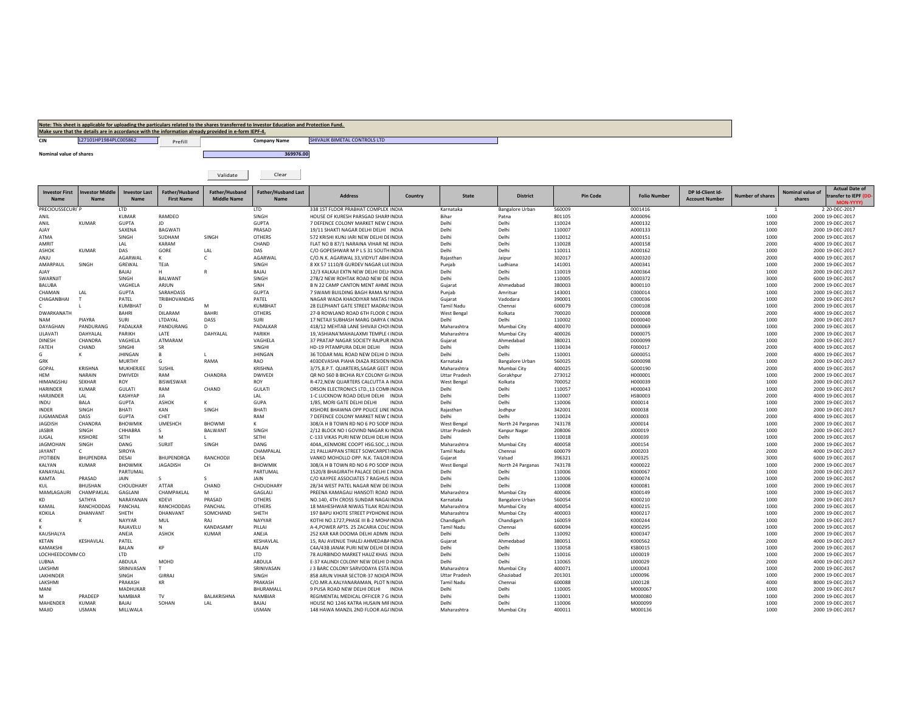**Note: This sheet is applicable for uploading the particulars related to the shares transferred to Investor Education and Protection Fund.**
**Make sure that the details are in accordance with the information already provided in e-form IEPF-4.**

CIN: L27101HP1984PLC005862 | Prefill | Company Name: SHIVALIK BIMETAL CONTROLS LTD

Nominal value of shares: 369976.00

Validate | Clear

| Investor First Name | Investor Middle Name | Investor Last Name | Father/Husband First Name | Father/Husband Middle Name | Father/Husband Last Name | Address | Country | State | District | Pin Code | Folio Number | DP Id-Client Id-Account Number | Number of shares | Nominal value of shares | Actual Date of transfer to IEPF (DD-MON-YYYY) |
|---|---|---|---|---|---|---|---|---|---|---|---|---|---|---|---|
| PRECIOUSSECURI | P | LTD | | | LTD | 338 1ST FLOOR PRABHAT COMPLEX | INDIA | Karnataka | Bangalore Urban | 560009 | 0001416 | | 1 | 2 | 20-DEC-2017 |
| ANIL | | KUMAR | RAMDEO | | SINGH | HOUSE OF KURESH PARSGAD SHARI | INDIA | Bihar | Patna | 801105 | A000096 | | 1000 | 2000 | 19-DEC-2017 |
| ANIL | KUMAR | GUPTA | JD | | GUPTA | 7 DEFENCE COLONY MARKET NEW D | INDIA | Delhi | Delhi | 110024 | A000132 | | 1000 | 2000 | 19-DEC-2017 |
| AJAY | | SAXENA | BAGWATI | | PRASAD | 19/11 SHAKTI NAGAR DELHI DELHI | INDIA | Delhi | Delhi | 110007 | A000133 | | 1000 | 2000 | 19-DEC-2017 |
| ATMA | | SINGH | SUDHAM | SINGH | OTHERS | 572 KRISHI KUNJ IARI NEW DELHI DE | INDIA | Delhi | Delhi | 110012 | A000151 | | 1000 | 2000 | 19-DEC-2017 |
| AMRIT | | LAL | KARAM | | CHAND | FLAT NO B 87/1 NARAINA VIHAR NE | INDIA | Delhi | Delhi | 110028 | A000158 | | 2000 | 4000 | 19-DEC-2017 |
| ASHOK | KUMAR | DAS | GORE | LAL | DAS | C/O GOPESHWAR M P L S 31 SOUTH | INDIA | Delhi | Delhi | 110011 | A000162 | | 1000 | 2000 | 19-DEC-2017 |
| ANJU | | AGARWAL | K | C | AGARWAL | C/O.N.K. AGARWAL 33,VIDYUT ABHI | INDIA | Rajasthan | Jaipur | 302017 | A000320 | | 2000 | 4000 | 19-DEC-2017 |
| AMARPAUL | SINGH | GREWAL | TEJA | | SINGH | 8 XX 57 1110/8 GURDEV NAGAR LUD | INDIA | Punjab | Ludhiana | 141001 | A000341 | | 1000 | 2000 | 19-DEC-2017 |
| AJAY | | BAJAJ | H | R | BAJAJ | 12/3 KALKAJI EXTN NEW DELHI DELH | INDIA | Delhi | Delhi | 110019 | A000364 | | 1000 | 2000 | 19-DEC-2017 |
| SWARNJIT | | SINGH | BALWANT | | SINGH | 27B/2 NEW ROHTAK ROAD NEW DE | INDIA | Delhi | Delhi | 110005 | A000372 | | 3000 | 6000 | 19-DEC-2017 |
| BALUBA | | VAGHELA | ARJUN | | SINH | B N 22 CAMP CANTON MENT AHME | INDIA | Gujarat | Ahmedabad | 380003 | B000110 | | 1000 | 2000 | 19-DEC-2017 |
| CHAMAN | LAL | GUPTA | SARAHDASS | | GUPTA | 7 SWAMI BUILDING BAGH RAMA NA | INDIA | Punjab | Amritsar | 143001 | C000014 | | 1000 | 2000 | 19-DEC-2017 |
| CHAGANBHAI | T | PATEL | TRIBHOVANDAS | | PATEL | NAGAR WADA KHAODIYAR MATAS I | INDIA | Gujarat | Vadodara | 390001 | C000036 | | 1000 | 2000 | 19-DEC-2017 |
| C | L | KUMBHAT | D | M | KUMBHAT | 28 ELEPHANT GATE STREET MADRA | INDIA | Tamil Nadu | Chennai | 600079 | C000108 | | 1000 | 2000 | 19-DEC-2017 |
| DWARKANATH | | BAHRI | DILARAM | BAHRI | OTHERS | 27-B ROWLAND ROAD 6TH FLOOR C | INDIA | West Bengal | Kolkata | 700020 | D000008 | | 2000 | 4000 | 19-DEC-2017 |
| NAM | PIAYRA | SURI | LTDAYAL | DASS | SURI | 17 NETAJI SUBHASH MARG DARYA G | INDIA | Delhi | Delhi | 110002 | D000040 | | 1000 | 2000 | 19-DEC-2017 |
| DAYAGHAN | PANDURANG | PADALKAR | PANDURANG | D | PADALKAR | 418/12 MEHTAB LANE SHIVAJI CHO | INDIA | Maharashtra | Mumbai City | 400070 | D000069 | | 1000 | 2000 | 19-DEC-2017 |
| LILAVATI | DAHYALAL | PARIKH | LATE | DAHYALAL | PARIKH | 19,'ASHIANA'MAHALAXMI TEMPLE ( | INDIA | Maharashtra | Mumbai City | 400026 | D000075 | | 1000 | 2000 | 19-DEC-2017 |
| DINESH | CHANDRA | VAGHELA | ATMARAM | | VAGHELA | 37 PRATAP NAGAR SOCIETY RAJPUR | INDIA | Gujarat | Ahmedabad | 380021 | D000099 | | 1000 | 2000 | 19-DEC-2017 |
| FATEH | CHAND | SINGHI | SR | | SINGHI | HD-19 PITAMPURA DELHI DELHI | INDIA | Delhi | Delhi | 110034 | F000017 | | 2000 | 4000 | 19-DEC-2017 |
| G | K | JHINGAN | B | L | JHINGAN | 36 TODAR MAL ROAD NEW DELHI D | INDIA | Delhi | Delhi | 110001 | G000051 | | 2000 | 4000 | 19-DEC-2017 |
| GRK | | MURTHY | G | RAMA | RAO | 403DEVASHA PIAHA DIAZA RESIDEN | INDIA | Karnataka | Bangalore Urban | 560025 | G000098 | | 1000 | 2000 | 19-DEC-2017 |
| GOPAL | KRISHNA | MUKHERJEE | SUSHIL | | KRISHNA | 3/75,B.P.T. QUARTERS,SAGAR GEET | INDIA | Maharashtra | Mumbai City | 400025 | G000190 | | 2000 | 4000 | 19-DEC-2017 |
| HEM | NARAIN | DWIVEDI | RAM | CHANDRA | DWIVEDI | QR NO 560 B BICHIA RLY COLONY G | INDIA | Uttar Pradesh | Gorakhpur | 273012 | H000001 | | 1000 | 2000 | 19-DEC-2017 |
| HIMANGSHU | SEKHAR | ROY | BISWESWAR | | ROY | R-472,NEW QUARTERS CALCUTTA A | INDIA | West Bengal | Kolkata | 700052 | H000039 | | 1000 | 2000 | 19-DEC-2017 |
| HARINDER | KUMAR | GULATI | RAM | CHAND | GULATI | ORSON ELECTRONICS LTD.,13 COMM | INDIA | Delhi | Delhi | 110057 | H000043 | | 1000 | 2000 | 19-DEC-2017 |
| HARJINDER | LAL | KASHYAP | JIA | | LAL | 1-C LUCKNOW ROAD DELHI DELHI | INDIA | Delhi | Delhi | 110007 | HSB0003 | | 2000 | 4000 | 19-DEC-2017 |
| INDU | BALA | GUPTA | ASHOK | K | GUPA | 1/85, MORI GATE DELHI DELHI | INDIA | Delhi | Delhi | 110006 | I000014 | | 1000 | 2000 | 19-DEC-2017 |
| INDER | SINGH | BHATI | KAN | SINGH | BHATI | KISHORE BHAWNA OPP POLICE LINE | INDIA | Rajasthan | Jodhpur | 342001 | I000038 | | 1000 | 2000 | 19-DEC-2017 |
| JUGMANDAR | DASS | GUPTA | CHET | | RAM | 7 DEFENCE COLONY MARKET NEW D | INDIA | Delhi | Delhi | 110024 | J000003 | | 2000 | 4000 | 19-DEC-2017 |
| JAGDISH | CHANDRA | BHOWMIK | UMESHCH | BHOWMI | K | 308/A H B TOWN RD NO 6 PO SODP | INDIA | West Bengal | North 24 Parganas | 743178 | J000014 | | 1000 | 2000 | 19-DEC-2017 |
| JASBIR | SINGH | CHHABRA | S | BALWANT | SINGH | 2/12 BLOCK NO I GOVIND NAGAR K | INDIA | Uttar Pradesh | Kanpur Nagar | 208006 | J000019 | | 1000 | 2000 | 19-DEC-2017 |
| JUGAL | KISHORE | SETH | M | L | SETHI | C-133 VIKAS PURI NEW DELHI DELHI | INDIA | Delhi | Delhi | 110018 | J000039 | | 1000 | 2000 | 19-DEC-2017 |
| JAGMOHAN | SINGH | DANG | SURJIT | SINGH | DANG | 404A,,KENMORE COOPT HSG.SOC.,L | INDIA | Maharashtra | Mumbai City | 400058 | J000154 | | 1000 | 2000 | 19-DEC-2017 |
| JAYANT | C | SIROYA | | | CHAMPALAL | 21 PALLIAPPAN STREET SOWCARPET | INDIA | Tamil Nadu | Chennai | 600079 | J000203 | | 2000 | 4000 | 19-DEC-2017 |
| JYOTIBEN | BHUPENDRA | DESAI | BHUPENDRQA | RANCHODJI | DESA | VANKO MOHOLLO OPP. N.K. TAILOR | INDIA | Gujarat | Valsad | 396321 | J000325 | | 3000 | 6000 | 19-DEC-2017 |
| KALYAN | KUMAR | BHOWMIK | JAGADISH | CH | BHOWMIK | 308/A H B TOWN RD NO 6 PO SODP | INDIA | West Bengal | North 24 Parganas | 743178 | K000022 | | 1000 | 2000 | 19-DEC-2017 |
| KANAYALAL | | PARTUMAL | | | PARTUMAL | 1520/8 BHAGIRATH PALACE DELHI D | INDIA | Delhi | Delhi | 110006 | K000067 | | 1000 | 2000 | 19-DEC-2017 |
| KAMTA | PRASAD | JAIN | S | S | JAIN | C/O KAYPEE ASSOCIATES 7 RAGHUS | INDIA | Delhi | Delhi | 110006 | K000074 | | 1000 | 2000 | 19-DEC-2017 |
| KUL | BHUSHAN | CHOUDHARY | ATTAR | CHAND | CHOUDHARY | 28/34 WEST PATEL NAGAR NEW DE | INDIA | Delhi | Delhi | 110008 | K000081 | | 1000 | 2000 | 19-DEC-2017 |
| MAMLAGAURI | CHAMPAKLAL | GAGLANI | CHAMPAKLAL | M | GAGLALI | PREENA KAMAGALI HANSOTI ROAD | INDIA | Maharashtra | Mumbai City | 400006 | K000149 | | 1000 | 2000 | 19-DEC-2017 |
| KD | SATHYA | NARAYANAN | KDEVI | PRASAD | OTHERS | NO.140, 4TH CROSS SUNDAR NAGA | INDIA | Karnataka | Bangalore Urban | 560054 | K000210 | | 1000 | 2000 | 19-DEC-2017 |
| KAMAL | RANCHODDAS | PANCHAL | RANCHODDAS | PANCHAL | OTHERS | 18 MAHESHWAR NIWAS TILAK ROAI | INDIA | Maharashtra | Mumbai City | 400054 | K000215 | | 1000 | 2000 | 19-DEC-2017 |
| KOKILA | DHANVANT | SHETH | DHANVANT | SOMCHAND | SHETH | 197 BAPU KHOTE STREET PYDHONIE | INDIA | Maharashtra | Mumbai City | 400003 | K000217 | | 1000 | 2000 | 19-DEC-2017 |
| K | K | NAYYAR | MUL | RAJ | NAYYAR | KOTHI NO.1727,PHASE III B-2 MOHA | INDIA | Chandigarh | Chandigarh | 160059 | K000244 | | 1000 | 2000 | 19-DEC-2017 |
| K | | RAJAVELU | N | KANDASAMY | PILLAI | A-4,POWER APTS. 25 ZACARIA COLC | INDIA | Tamil Nadu | Chennai | 600094 | K000295 | | 1000 | 2000 | 19-DEC-2017 |
| KAUSHALYA | | ANEJA | ASHOK | KUMAR | ANEJA | 252 KAR KAR DOOMA DELHI ADMN | INDIA | Delhi | Delhi | 110092 | K000347 | | 1000 | 2000 | 19-DEC-2017 |
| KETAN | KESHAVLAL | PATEL | | | KESHAVLAL | 15, RAJ AVENUE THALEJ AHMEDABA | INDIA | Gujarat | Ahmedabad | 380051 | K000562 | | 2000 | 4000 | 19-DEC-2017 |
| KAMAKSHI | | BALAN | KP | | BALAN | C4A/43B JANAK PURI NEW DELHI DE | INDIA | Delhi | Delhi | 110058 | KSB0015 | | 1000 | 2000 | 19-DEC-2017 |
| LOCHHEEDCOMM | CO | LTD | | | LTD | 78 AURBINDO MARKET HAUZ KHAS | INDIA | Delhi | Delhi | 110016 | L000019 | | 1000 | 2000 | 19-DEC-2017 |
| LUBNA | | ABDULA | MOHD | | ABDULA | E-37 KALINDI COLONY NEW DELHI D | INDIA | Delhi | Delhi | 110065 | L000029 | | 2000 | 4000 | 19-DEC-2017 |
| LAKSHMI | | SRINIVASAN | T | | SRINIVASAN | J 3 BARC COLONY SARVODAYA ESTA | INDIA | Maharashtra | Mumbai City | 400071 | L000043 | | 1000 | 2000 | 19-DEC-2017 |
| LAKHINDER | | SINGH | GIRRAJ | | SINGH | 858 ARUN VIHAR SECTOR-37 NOIDA | INDIA | Uttar Pradesh | Ghaziabad | 201301 | L000096 | | 1000 | 2000 | 19-DEC-2017 |
| LAKSHMI | | PRAKASH | KR | | PRAKASH | C/O.MR.A.KALYANARAMAN, PLOT N | INDIA | Tamil Nadu | Chennai | 600088 | L000128 | | 4000 | 8000 | 19-DEC-2017 |
| MANI | | MADHUKAR | | | BHURAMALL | 9 PUSA ROAD NEW DELHI DELHI | INDIA | Delhi | Delhi | 110005 | M000067 | | 1000 | 2000 | 19-DEC-2017 |
| M | PRADEEP | NAMBIAR | TV | BALAKRISHNA | NAMBIAR | REGIMENTAL MEDICAL OFFICER 7 G | INDIA | Delhi | Delhi | 110001 | M000080 | | 1000 | 2000 | 19-DEC-2017 |
| MAHENDER | KUMAR | BAJAJ | SOHAN | LAL | BAJAJ | HOUSE NO 1246 KATRA HUSAIN MIR | INDIA | Delhi | Delhi | 110006 | M000099 | | 1000 | 2000 | 19-DEC-2017 |
| MAJID | USMAN | MILLWALA | | | USMAN | 148 HAWA MANZIL 2ND FLOOR AG | INDIA | Maharashtra | Mumbai City | 400011 | M000136 | | 1000 | 2000 | 19-DEC-2017 |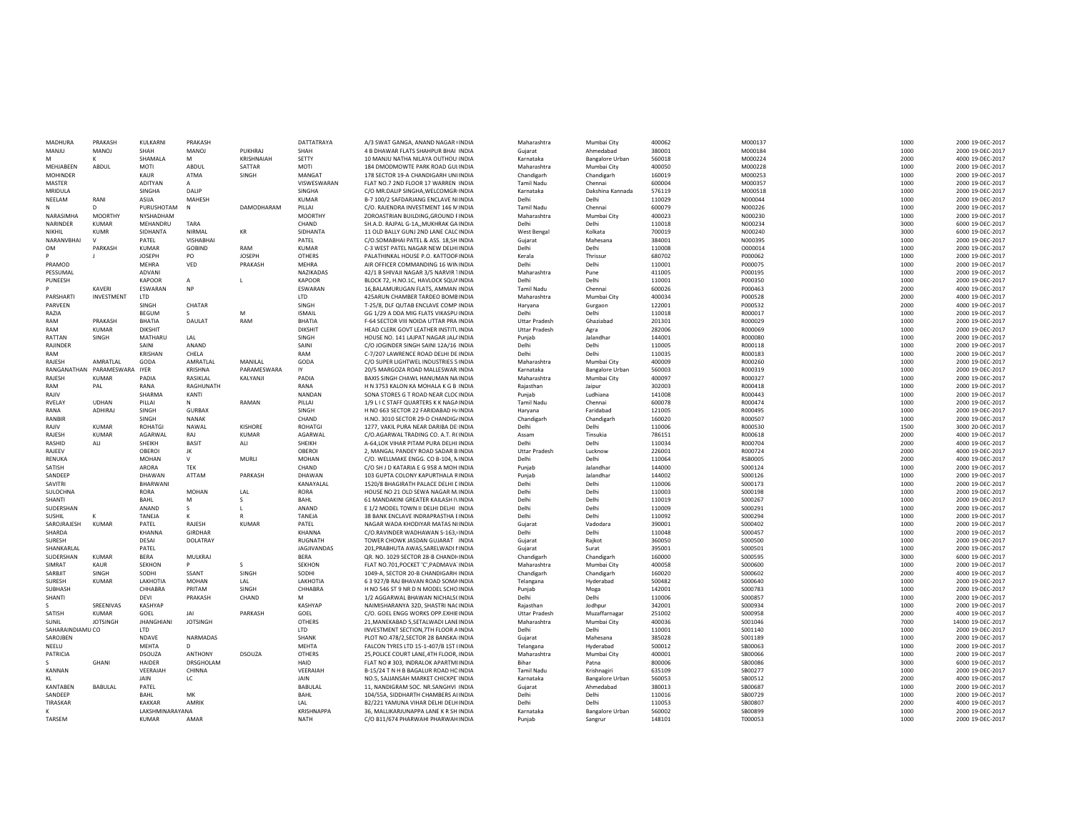| | | | | | | | | | | | | | | |
|---|---|---|---|---|---|---|---|---|---|---|---|---|---|---|
| MADHURA | PRAKASH | KULKARNI | PRAKASH | | DATTATRAYA | A/3 SWAT GANGA, ANAND NAGAR ( INDIA | Maharashtra | Mumbai City | 400062 | M000137 | 1000 | 2000 | 19-DEC-2017 |
| MANJU | MANOJ | SHAH | MANOJ | PUKHRAJ | SHAH | 4 B DHAWAR FLATS SHAHPUR BHAI INDIA | Gujarat | Ahmedabad | 380001 | M000184 | 1000 | 2000 | 19-DEC-2017 |
| M | K | SHAMALA | M | KRISHNAIAH | SETTY | 10 MANJU NATHA NILAYA OUTHOU INDIA | Karnataka | Bangalore Urban | 560018 | M000224 | 2000 | 4000 | 19-DEC-2017 |
| MEHJABEEN | ABDUL | MOTI | ABDUL | SATTAR | MOTI | 184 DMODMOWTE PARK ROAD GUL INDIA | Maharashtra | Mumbai City | 400050 | M000228 | 1000 | 2000 | 19-DEC-2017 |
| MOHINDER | | KAUR | ATMA | SINGH | MANGAT | 178 SECTOR 19-A CHANDIGARH UNI INDIA | Chandigarh | Chandigarh | 160019 | M000253 | 1000 | 2000 | 19-DEC-2017 |
| MASTER | | ADITYAN | A | | VISWESWARAN | FLAT NO.7 2ND FLOOR 17 WARREN INDIA | Tamil Nadu | Chennai | 600004 | M000357 | 1000 | 2000 | 19-DEC-2017 |
| MRIDULA | | SINGHA | DALIP | | SINGHA | C/O MR.DALIP SINGHA,WELCOMGR INDIA | Karnataka | Dakshina Kannada | 576119 | M000518 | 1000 | 2000 | 19-DEC-2017 |
| NEELAM | RANI | ASIJA | MAHESH | | KUMAR | B-7 100/2 SAFDARJANG ENCLAVE N INDIA | Delhi | Delhi | 110029 | N000044 | 1000 | 2000 | 19-DEC-2017 |
| N | D | PURUSHOTAM | N | DAMODHARAM | PILLAI | C/O. RAJENDRA INVESTMENT 146 M INDIA | Tamil Nadu | Chennai | 600079 | N000226 | 1000 | 2000 | 19-DEC-2017 |
| NARASIMHA | MOORTHY | NYSHADHAM | | | MOORTHY | ZOROASTRIAN BUILDING,GROUND F INDIA | Maharashtra | Mumbai City | 400023 | N000230 | 1000 | 2000 | 19-DEC-2017 |
| NARINDER | KUMAR | MEHANDRU | TARA | | CHAND | SH.A.D. RAJPAL G-1A,,MUKHRAK GA INDIA | Delhi | Delhi | 110018 | N000234 | 3000 | 6000 | 19-DEC-2017 |
| NIKHIL | KUMR | SIDHANTA | NIRMAL | KR | SIDHANTA | 11 OLD BALLY GUNJ 2ND LANE CALC INDIA | West Bengal | Kolkata | 700019 | N000240 | 3000 | 6000 | 19-DEC-2017 |
| NARANVBHAI | V | PATEL | VISHABHAI | | PATEL | C/O.SOMABHAI PATEL & ASS. 18,SH INDIA | Gujarat | Mahesana | 384001 | N000395 | 1000 | 2000 | 19-DEC-2017 |
| OM | PARKASH | KUMAR | GOBIND | RAM | KUMAR | C-3 WEST PATEL NAGAR NEW DELHI INDIA | Delhi | Delhi | 110008 | O000014 | 1000 | 2000 | 19-DEC-2017 |
| P | J | JOSEPH | PO | JOSEPH | OTHERS | PALATHINKAL HOUSE P.O. KATTOOR INDIA | Kerala | Thrissur | 680702 | P000062 | 1000 | 2000 | 19-DEC-2017 |
| PRAMOD | | MEHRA | VED | PRAKASH | MEHRA | AIR OFFICER COMMANDING 16 WIN INDIA | Delhi | Delhi | 110001 | P000075 | 1000 | 2000 | 19-DEC-2017 |
| PESSUMAL | | ADVANI | | | NAZIKADAS | 42/1 B SHIVAJI NAGAR 3/5 NARVIR T INDIA | Maharashtra | Pune | 411005 | P000195 | 1000 | 2000 | 19-DEC-2017 |
| PUNEESH | | KAPOOR | A | L | KAPOOR | BLOCK 72, H.NO.1C, HAVLOCK SQUA INDIA | Delhi | Delhi | 110001 | P000350 | 1000 | 2000 | 19-DEC-2017 |
| P | KAVERI | ESWARAN | NP | | ESWARAN | 16,BALAMURUGAN FLATS, AMMAN INDIA | Tamil Nadu | Chennai | 600026 | P000463 | 2000 | 4000 | 19-DEC-2017 |
| PARSHARTI | INVESTMENT | LTD | | | LTD | 425ARUN CHAMBER TARDEO BOMB INDIA | Maharashtra | Mumbai City | 400034 | P000528 | 2000 | 4000 | 19-DEC-2017 |
| PARVEEN | | SINGH | CHATAR | | SINGH | T-25/8, DLF QUTAB ENCLAVE COMP INDIA | Haryana | Gurgaon | 122001 | P000532 | 2000 | 4000 | 19-DEC-2017 |
| RAZIA | | BEGUM | S | M | ISMAIL | GG 1/29 A DDA MIG FLATS VIKASPU INDIA | Delhi | Delhi | 110018 | R000017 | 1000 | 2000 | 19-DEC-2017 |
| RAM | PRAKASH | BHATIA | DAULAT | RAM | BHATIA | F-64 SECTOR VIII NOIDA UTTAR PRA INDIA | Uttar Pradesh | Ghaziabad | 201301 | R000029 | 1000 | 2000 | 19-DEC-2017 |
| RAM | KUMAR | DIKSHIT | | | DIKSHIT | HEAD CLERK GOVT LEATHER INSTITU INDIA | Uttar Pradesh | Agra | 282006 | R000069 | 1000 | 2000 | 19-DEC-2017 |
| RATTAN | SINGH | MATHARU | LAL | | SINGH | HOUSE NO. 141 LAJPAT NAGAR JAL INDIA | Punjab | Jalandhar | 144001 | R000080 | 1000 | 2000 | 19-DEC-2017 |
| RAJINDER | | SAINI | ANAND | | SAINI | C/O JOGINDER SINGH SAINI 12A/16 INDIA | Delhi | Delhi | 110005 | R000118 | 1000 | 2000 | 19-DEC-2017 |
| RAM | | KRISHAN | CHELA | | RAM | C-7/207 LAWRENCE ROAD DELHI DE INDIA | Delhi | Delhi | 110035 | R000183 | 1000 | 2000 | 19-DEC-2017 |
| RAJESH | AMRATLAL | GODA | AMRATLAL | MANILAL | GODA | C/O SUPER LIGHTWEL INDUSTRIES S INDIA | Maharashtra | Mumbai City | 400009 | R000260 | 1000 | 2000 | 19-DEC-2017 |
| RANGANATHAN | PARAMESWARA | IYER | KRISHNA | PARAMESWARA | IY | 20/5 MARGOZA ROAD MALLESWAR INDIA | Karnataka | Bangalore Urban | 560003 | R000319 | 1000 | 2000 | 19-DEC-2017 |
| RAJESH | KUMAR | PADIA | RASIKLAL | KALYANJI | PADIA | BAXIS SINGH CHAWL HANUMAN NA INDIA | Maharashtra | Mumbai City | 400097 | R000327 | 1000 | 2000 | 19-DEC-2017 |
| RAM | PAL | RANA | RAGHUNATH | | RANA | H N 3753 KALON KA MOHALA K G B INDIA | Rajasthan | Jaipur | 302003 | R000418 | 1000 | 2000 | 19-DEC-2017 |
| RAJIV | | SHARMA | KANTI | | NANDAN | SONA STORES G T ROAD NEAR CLOC INDIA | Punjab | Ludhiana | 141008 | R000443 | 1000 | 2000 | 19-DEC-2017 |
| RVELAY | UDHAN | PILLAI | N | RAMAN | PILLAI | 1/9 L I C STAFF QUARTERS K K NAGA INDIA | Tamil Nadu | Chennai | 600078 | R000474 | 1000 | 2000 | 19-DEC-2017 |
| RANA | ADHIRAJ | SINGH | GURBAX | | SINGH | H NO 663 SECTOR 22 FARIDABAD H INDIA | Haryana | Faridabad | 121005 | R000495 | 1000 | 2000 | 19-DEC-2017 |
| RANBIR | | SINGH | NANAK | | CHAND | H.NO. 3010 SECTOR 29-D CHANDIG INDIA | Chandigarh | Chandigarh | 160020 | R000507 | 1000 | 2000 | 19-DEC-2017 |
| RAJIV | KUMAR | ROHATGI | NAWAL | KISHORE | ROHATGI | 1277, VAKIL PURA NEAR DARIBA DE INDIA | Delhi | Delhi | 110006 | R000530 | 1500 | 3000 | 20-DEC-2017 |
| RAJESH | KUMAR | AGARWAL | RAJ | KUMAR | AGARWAL | C/O.AGARWAL TRADING CO. A.T. R INDIA | Assam | Tinsukia | 786151 | R000618 | 2000 | 4000 | 19-DEC-2017 |
| RASHID | ALI | SHEIKH | BASIT | ALI | SHEIKH | A-64,LOK VIHAR PITAM PURA DELHI INDIA | Delhi | Delhi | 110034 | R000704 | 2000 | 4000 | 19-DEC-2017 |
| RAJEEV | | OBEROI | JK | | OBEROI | 2, MANGAL PANDEY ROAD SADAR B INDIA | Uttar Pradesh | Lucknow | 226001 | R000724 | 2000 | 4000 | 19-DEC-2017 |
| RENUKA | | MOHAN | V | MURLI | MOHAN | C/O. WELLMAKE ENGG. CO B-104, N INDIA | Delhi | Delhi | 110064 | RS80005 | 2000 | 4000 | 19-DEC-2017 |
| SATISH | | ARORA | TEK | | CHAND | C/O SH J D KATARIA E G 958 A MOH INDIA | Punjab | Jalandhar | 144000 | S000124 | 1000 | 2000 | 19-DEC-2017 |
| SANDEEP | | DHAWAN | ATTAM | PARKASH | DHAWAN | 103 GUPTA COLONY KAPURTHALA R INDIA | Punjab | Jalandhar | 144002 | S000126 | 1000 | 2000 | 19-DEC-2017 |
| SAVITRI | | BHARWANI | | | KANAYALAL | 1520/8 BHAGIRATH PALACE DELHI D INDIA | Delhi | Delhi | 110006 | S000173 | 1000 | 2000 | 19-DEC-2017 |
| SULOCHNA | | RORA | MOHAN | LAL | RORA | HOUSE NO 21 OLD SEWA NAGAR N INDIA | Delhi | Delhi | 110003 | S000198 | 1000 | 2000 | 19-DEC-2017 |
| SHANTI | | BAHL | M | S | BAHL | 61 MANDAKINI GREATER KAILASH IV INDIA | Delhi | Delhi | 110019 | S000267 | 1000 | 2000 | 19-DEC-2017 |
| SUDERSHAN | | ANAND | S | L | ANAND | E 1/2 MODEL TOWN II DELHI DELHI INDIA | Delhi | Delhi | 110009 | S000291 | 1000 | 2000 | 19-DEC-2017 |
| SUSHIL | K | TANEJA | K | R | TANEJA | 38 BANK ENCLAVE INDRAPRASTHA E INDIA | Delhi | Delhi | 110092 | S000294 | 1000 | 2000 | 19-DEC-2017 |
| SAROJRAJESH | KUMAR | PATEL | RAJESH | KUMAR | PATEL | NAGAR WADA KHODIYAR MATAS N INDIA | Gujarat | Vadodara | 390001 | S000402 | 1000 | 2000 | 19-DEC-2017 |
| SHARDA | | KHANNA | GIRDHAR | | KHANNA | C/O.RAVINDER WADHAWAN S-163, INDIA | Delhi | Delhi | 110048 | S000457 | 1000 | 2000 | 19-DEC-2017 |
| SURESH | | DESAI | DOLATRAY | | RUGNATH | TOWER CHOWK JASDAN GUJARAT INDIA | Gujarat | Rajkot | 360050 | S000500 | 1000 | 2000 | 19-DEC-2017 |
| SHANKARLAL | | PATEL | | | JAGJIVANDAS | 201,PRABHUTA AWAS,SARELWADI INDIA | Gujarat | Surat | 395001 | S000501 | 1000 | 2000 | 19-DEC-2017 |
| SUDERSHAN | KUMAR | BERA | MULKRAJ | | BERA | QR. NO. 1029 SECTOR 28-B CHANDI INDIA | Chandigarh | Chandigarh | 160000 | S000595 | 3000 | 6000 | 19-DEC-2017 |
| SIMRAT | KAUR | SEKHON | P | S | SEKHON | FLAT NO.701,POCKET 'C',PADMAVA INDIA | Maharashtra | Mumbai City | 400058 | S000600 | 1000 | 2000 | 19-DEC-2017 |
| SARBJIT | SINGH | SODHI | SSANT | SINGH | SODHI | 1049-A, SECTOR 20-B CHANDIGARH INDIA | Chandigarh | Chandigarh | 160020 | S000602 | 2000 | 4000 | 19-DEC-2017 |
| SURESH | KUMAR | LAKHOTIA | MOHAN | LAL | LAKHOTIA | 6 3 927/B RAJ BHAVAN ROAD SOMA INDIA | Telangana | Hyderabad | 500482 | S000640 | 1000 | 2000 | 19-DEC-2017 |
| SUBHASH | | CHHABRA | PRITAM | SINGH | CHHABRA | H NO 546 ST 9 NR D N MODEL SCHO INDIA | Punjab | Moga | 142001 | S000783 | 1000 | 2000 | 19-DEC-2017 |
| SHANTI | | DEVI | PRAKASH | CHAND | M | 1/2 AGGARWAL BHAWAN NICHALS INDIA | Delhi | Delhi | 110006 | S000857 | 1000 | 2000 | 19-DEC-2017 |
| S | SREENIVAS | KASHYAP | | | KASHYAP | NAIMISHARANYA 32D, SHASTRI NAG INDIA | Rajasthan | Jodhpur | 342001 | S000934 | 1000 | 2000 | 19-DEC-2017 |
| SATISH | KUMAR | GOEL | JAI | PARKASH | GOEL | C/O. GOEL ENGG WORKS OPP.EXHIB INDIA | Uttar Pradesh | Muzaffarnagar | 251002 | S000958 | 2000 | 4000 | 19-DEC-2017 |
| SUNIL | JOTSINGH | JHANGHIANI | JOTSINGH | | OTHERS | 21,MANEKABAD 5,SETALWADI LANE INDIA | Maharashtra | Mumbai City | 400036 | S001046 | 7000 | 14000 | 19-DEC-2017 |
| SAHARAINDIAMU CO | | LTD | | | LTD | INVESTMENT SECTION,7TH FLOOR A INDIA | Delhi | Delhi | 110001 | S001140 | 1000 | 2000 | 19-DEC-2017 |
| SAROJBEN | | NDAVE | NARMADAS | | SHANK | PLOT NO.478/2,SECTOR 28 BANSKA INDIA | Gujarat | Mahesana | 385028 | S001189 | 1000 | 2000 | 19-DEC-2017 |
| NEELU | | MEHTA | D | | MEHTA | FALCON TYRES LTD 15-1-407/B 1ST I INDIA | Telangana | Hyderabad | 500012 | SB00063 | 1000 | 2000 | 19-DEC-2017 |
| PATRICIA | | DSOUZA | ANTHONY | DSOUZA | OTHERS | 25,POLICE COURT LANE,4TH FLOOR, INDIA | Maharashtra | Mumbai City | 400001 | SB00066 | 1000 | 2000 | 19-DEC-2017 |
| S | GHANI | HAIDER | DRSGHOLAM | | HAID | FLAT NO # 303, INDRALOK APARTM INDIA | Bihar | Patna | 800006 | SB00086 | 3000 | 6000 | 19-DEC-2017 |
| KANNAN | | VEERAIAH | CHINNA | | VEERAIAH | B-15/24 T N H B BAGALUR ROAD HC INDIA | Tamil Nadu | Krishnagiri | 635109 | SB00277 | 1000 | 2000 | 19-DEC-2017 |
| KL | | JAIN | LC | | JAIN | NO.5, SAJJANSAH MARKET CHICKPE INDIA | Karnataka | Bangalore Urban | 560053 | SB00512 | 2000 | 4000 | 19-DEC-2017 |
| KANTABEN | BABULAL | PATEL | | | BABULAL | 11, NANDIGRAM SOC. NR.SANGHVI INDIA | Gujarat | Ahmedabad | 380013 | SB00687 | 1000 | 2000 | 19-DEC-2017 |
| SANDEEP | | BAHL | MK | | BAHL | 104/55A, SIDDHARTH CHAMBERS A INDIA | Delhi | Delhi | 110016 | SB00729 | 1000 | 2000 | 19-DEC-2017 |
| TIRASKAR | | KAKKAR | AMRIK | | LAL | B2/221 YAMUNA VIHAR DELHI DELH INDIA | Delhi | Delhi | 110053 | SB00807 | 2000 | 4000 | 19-DEC-2017 |
| K | | LAKSHMINARAYANA | | | KRISHNAPPA | 36, MALLIKARJUNAPPA LANE K R SH INDIA | Karnataka | Bangalore Urban | 560002 | SB00899 | 1000 | 2000 | 19-DEC-2017 |
| TARSEM | | KUMAR | AMAR | | NATH | C/O B11/674 PHARWAHI PHARWAH INDIA | Punjab | Sangrur | 148101 | T000053 | 1000 | 2000 | 19-DEC-2017 |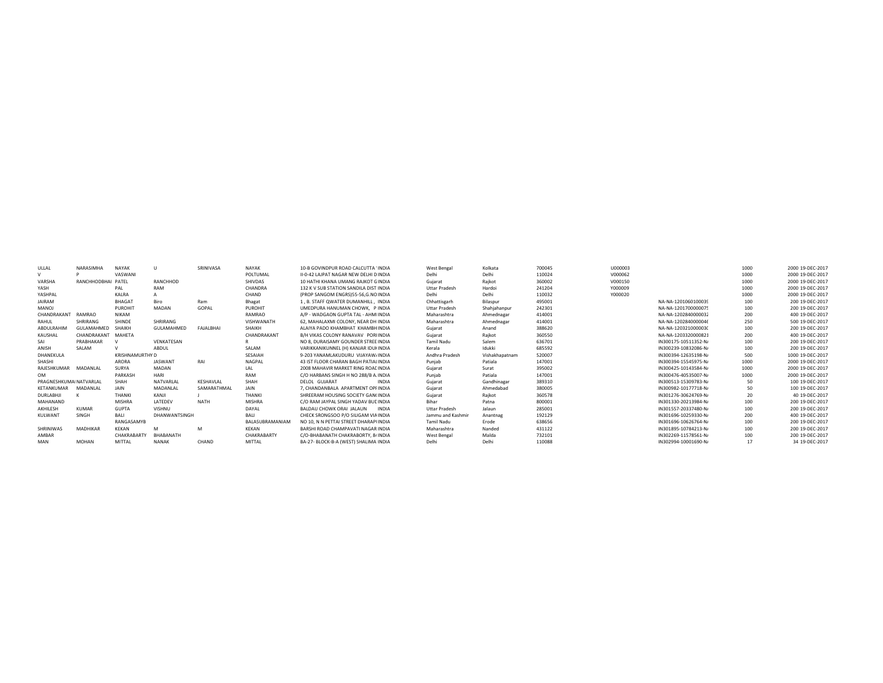| | | | | | | | | | | | | | | | | |
|---|---|---|---|---|---|---|---|---|---|---|---|---|---|---|---|---|
| ULLAL | NARASIMHA | NAYAK | U | SRINIVASA | NAYAK | 10-B GOVINDPUR ROAD CALCUTTA | INDIA | West Bengal | Kolkata | 700045 | U000003 | | 1000 | 2000 | 19-DEC-2017 |
| V | P | VASWANI | | | POLTUMAL | II-0-42 LAJPAT NAGAR NEW DELHI D | INDIA | Delhi | Delhi | 110024 | V000062 | | 1000 | 2000 | 19-DEC-2017 |
| VARSHA | RANCHHODBHAI | PATEL | RANCHHOD | | SHIVDAS | 10 HATHI KHANA UMANG RAJKOT G | INDIA | Gujarat | Rajkot | 360002 | V000150 | | 1000 | 2000 | 19-DEC-2017 |
| YASH | | PAL | RAM | | CHANDRA | 132 K V SUB STATION SANDILA DIST | INDIA | Uttar Pradesh | Hardoi | 241204 | Y000009 | | 1000 | 2000 | 19-DEC-2017 |
| YASHPAL | | KALRA | A | | CHAND | (PROP SANGOM ENGRS)55-56,G.NO | INDIA | Delhi | Delhi | 110032 | Y000020 | | 1000 | 2000 | 19-DEC-2017 |
| JAIRAM | | BHAGAT | Biro | Ram | Bhagat | 1 , B. STAFF QWATER DUMANHILL , | INDIA | Chhattisgarh | Bilaspur | 495001 | | NA-NA-1201060100039 | 100 | 200 | 19-DEC-2017 |
| MANOJ | | PUROHIT | MADAN | GOPAL | PUROHIT | UMEDPURA HANUMAN CHOWK, P | INDIA | Uttar Pradesh | Shahjahanpur | 242301 | | NA-NA-1201700000075 | 100 | 200 | 19-DEC-2017 |
| CHANDRAKANT | RAMRAO | NIKAM | | | RAMRAO | A/P - WADGAON GUPTA TAL - AHM | INDIA | Maharashtra | Ahmednagar | 414001 | | NA-NA-1202840000032 | 200 | 400 | 19-DEC-2017 |
| RAHUL | SHRIRANG | SHINDE | SHRIRANG | | VISHWANATH | 62, MAHALAXMI COLONY, NEAR DH | INDIA | Maharashtra | Ahmednagar | 414001 | | NA-NA-1202840000046 | 250 | 500 | 19-DEC-2017 |
| ABDULRAHIM | GULAMAHMED | SHAIKH | GULAMAHMED | FAJALBHAI | SHAIKH | ALAIYA PADO KHAMBHAT KHAMBH | INDIA | Gujarat | Anand | 388620 | | NA-NA-1203210000030 | 100 | 200 | 19-DEC-2017 |
| KAUSHAL | CHANDRAKANT | MAHETA | | | CHANDRAKANT | B/H VIKAS COLONY RANAVAV POR | INDIA | Gujarat | Rajkot | 360550 | | NA-NA-1203320000821 | 200 | 400 | 19-DEC-2017 |
| SAI | PRABHAKAR | V | VENKATESAN | | R | NO 8, DURAISAMY GOUNDER STREE | INDIA | Tamil Nadu | Salem | 636701 | | IN300175-10511352-N/ | 100 | 200 | 19-DEC-2017 |
| ANISH | SALAM | V | ABDUL | | SALAM | VARIKKANIKUNNEL (H) KANJAR IDU | INDIA | Kerala | Idukki | 685592 | | IN300239-10832086-N/ | 100 | 200 | 19-DEC-2017 |
| DHANEKULA | | KRISHNAMURTHY | D | | SESAIAH | 9-203 YANAMLAKUDURU VIJAYAW | INDIA | Andhra Pradesh | Vishakhapatnam | 520007 | | IN300394-12635198-N/ | 500 | 1000 | 19-DEC-2017 |
| SHASHI | | ARORA | JASWANT | RAI | NAGPAL | 43 IST FLOOR CHARAN BAGH PATIAL | INDIA | Punjab | Patiala | 147001 | | IN300394-15545975-N/ | 1000 | 2000 | 19-DEC-2017 |
| RAJESHKUMAR | MADANLAL | SURYA | MADAN | | LAL | 2008 MAHAVIR MARKET RING ROAD | INDIA | Gujarat | Surat | 395002 | | IN300425-10143584-N/ | 1000 | 2000 | 19-DEC-2017 |
| OM | | PARKASH | HARI | | RAM | C/O HARBANS SINGH H NO 288/B A. | INDIA | Punjab | Patiala | 147001 | | IN300476-40535007-N/ | 1000 | 2000 | 19-DEC-2017 |
| PRAGNESHKUMAR | NATVARLAL | SHAH | NATVARLAL | KESHAVLAL | SHAH | DELOL GUJARAT | INDIA | Gujarat | Gandhinagar | 389310 | | IN300513-15309783-N/ | 50 | 100 | 19-DEC-2017 |
| KETANKUMAR | MADANLAL | JAIN | MADANLAL | SAMARATHMAL | JAIN | 7, CHANDANBALA APARTMENT OPP | INDIA | Gujarat | Ahmedabad | 380005 | | IN300982-10177718-N/ | 50 | 100 | 19-DEC-2017 |
| DURLABHJI | K | THANKI | KANJI | J | THANKI | SHREERAM HOUSING SOCIETY GAN | INDIA | Gujarat | Rajkot | 360578 | | IN301276-30624769-N/ | 20 | 40 | 19-DEC-2017 |
| MAHANAND | | MISHRA | LATEDEV | NATH | MISHRA | C/O RAM JAYPAL SINGH YADAV BUD | INDIA | Bihar | Patna | 800001 | | IN301330-20213984-N/ | 100 | 200 | 19-DEC-2017 |
| AKHILESH | KUMAR | GUPTA | VISHNU | | DAYAL | BALDAU CHOWK ORAI JALAUN | INDIA | Uttar Pradesh | Jalaun | 285001 | | IN301557-20337480-N/ | 100 | 200 | 19-DEC-2017 |
| KULWANT | SINGH | BALI | DHANWANTSINGH | | BALI | CHECK SRONGSOO P/O SILIGAM VIA | INDIA | Jammu and Kashmir | Anantnag | 192129 | | IN301696-10259330-N/ | 200 | 400 | 19-DEC-2017 |
| | | RANGASAMYB | | | BALASUBRAMANIAM | NO 10, N N PETTAI STREET DHARAP | INDIA | Tamil Nadu | Erode | 638656 | | IN301696-10626764-N/ | 100 | 200 | 19-DEC-2017 |
| SHRINIWAS | MADHIKAR | KEKAN | M | M | KEKAN | BARSHI ROAD CHAMPAVATI NAGAR | INDIA | Maharashtra | Nanded | 431122 | | IN301895-10784213-N/ | 100 | 200 | 19-DEC-2017 |
| AMBAR | | CHAKRABARTY | BHABANATH | | CHAKRABARTY | C/O-BHABANATH CHAKRABORTY, 8 | INDIA | West Bengal | Malda | 732101 | | IN302269-11578561-N/ | 100 | 200 | 19-DEC-2017 |
| MAN | MOHAN | MITTAL | NANAK | CHAND | MITTAL | BA-27- BLOCK-B-A (WEST) SHALIMA | INDIA | Delhi | Delhi | 110088 | | IN302994-10001690-N/ | 17 | 34 | 19-DEC-2017 |